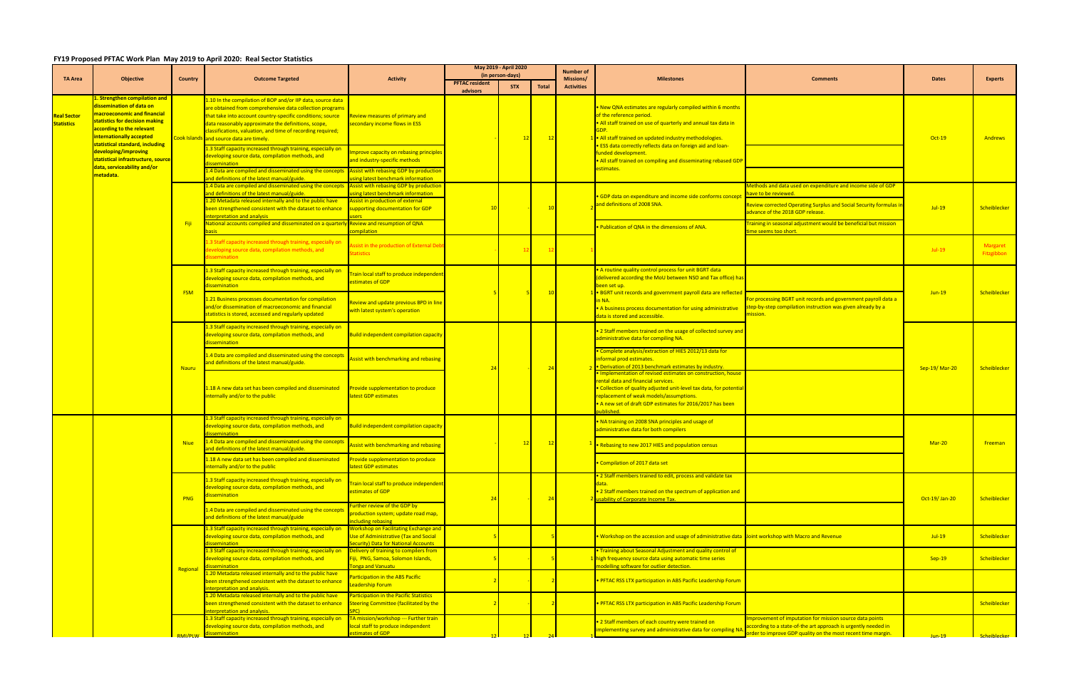## FY19 Proposed PFTAC Work Plan May 2019 to April 2020: Real Sector Statistics

| TA Area | Objective | Country | Outcome Targeted | Activity | May 2019 - April 2020 (in person-days) | | | Number of Missions/ Activities | Milestones | Comments | Dates | Experts |
|---|---|---|---|---|---|---|---|---|---|---|---|---|
| | | | | | PFTAC resident advisors | STX | Total | | | | | |
| Real Sector Statistics | 1. Strengthen compilation and dissemination of data on macroeconomic and financial statistics for decision making according to the relevant internationally accepted statistical standard, including developing/improving statistical infrastructure, source data, serviceability and/or metadata. | Cook Islands | 1.10 In the compilation of BOP and/or IIP data, source data are obtained from comprehensive data collection programs that take into account country-specific conditions; source data reasonably approximate the definitions, scope, classifications, valuation, and time of recording required; and source data are timely. | Review measures of primary and secondary income flows in ESS | | 12 | 12 | 1 | • New QNA estimates are regularly compiled within 6 months of the reference period.<br>• All staff trained on use of quarterly and annual tax data in GDP.<br>• All staff trained on updated industry methodologies.<br>• ESS data correctly reflects data on foreign aid and loan-funded development.<br>• All staff trained on compiling and disseminating rebased GDP estimates. | | Oct-19 | Andrews |
| | | | 1.3 Staff capacity increased through training, especially on developing source data, compilation methods, and dissemination | Improve capacity on rebasing principles and industry-specific methods | | | | | | | | |
| | | | 1.4 Data are compiled and disseminated using the concepts and definitions of the latest manual/guide. | Assist with rebasing GDP by production using latest benchmark information | | | | | | | | |
| | | Fiji | 1.4 Data are compiled and disseminated using the concepts and definitions of the latest manual/guide. | Assist with rebasing GDP by production using latest benchmark information | 10 | | 10 | 2 | • GDP data on expenditure and income side conforms concept and definitions of 2008 SNA. | Methods and data used on expenditure and income side of GDP have to be reviewed. | Jul-19 | Scheiblecker |
| | | | 1.20 Metadata released internally and to the public have been strengthened consistent with the dataset to enhance interpretation and analysis | Assist in production of external supporting documentation for GDP users | | | | | | Review corrected Operating Surplus and Social Security formulas in advance of the 2018 GDP release. | | |
| | | | National accounts compiled and disseminated on a quarterly basis | Review and resumption of QNA compilation | | | | | • Publication of QNA in the dimensions of ANA. | Training in seasonal adjustment would be beneficial but mission time seems too short. | | |
| | | | 1.3 Staff capacity increased through training, especially on developing source data, compilation methods, and dissemination | Assist in the production of External Debt Statistics | | 12 | 12 | 1 | | | Jul-19 | Margaret Fitzgibbon |
| | | FSM | 1.3 Staff capacity increased through training, especially on developing source data, compilation methods, and dissemination | Train local staff to produce independent estimates of GDP | 5 | 5 | 10 | 1 | • A routine quality control process for unit BGRT data (delivered according the MoU between NSO and Tax office) has been set up.<br>• BGRT unit records and government payroll data are reflected in NA.<br>• A business process documentation for using administrative data is stored and accessible. | For processing BGRT unit records and government payroll data a step-by-step compilation instruction was given already by a mission. | Jun-19 | Scheiblecker |
| | | | 1.21 Business processes documentation for compilation and/or dissemination of macroeconomic and financial statistics is stored, accessed and regularly updated | Review and update previous BPD in line with latest system's operation | | | | | | | | |
| | | Nauru | 1.3 Staff capacity increased through training, especially on developing source data, compilation methods, and dissemination | Build independent compilation capacity | 24 | | 24 | 2 | • 2 Staff members trained on the usage of collected survey and administrative data for compiling NA. | | Sep-19/ Mar-20 | Scheiblecker |
| | | | 1.4 Data are compiled and disseminated using the concepts and definitions of the latest manual/guide. | Assist with benchmarking and rebasing | | | | | • Complete analysis/extraction of HIES 2012/13 data for informal prod estimates.<br>• Derivation of 2013 benchmark estimates by industry. | | | |
| | | | 1.18 A new data set has been compiled and disseminated internally and/or to the public | Provide supplementation to produce latest GDP estimates | | | | | • Implementation of revised estimates on construction, house rental data and financial services.<br>• Collection of quality adjusted unit-level tax data, for potential replacement of weak models/assumptions.<br>• A new set of draft GDP estimates for 2016/2017 has been published. | | | |
| | | Niue | 1.3 Staff capacity increased through training, especially on developing source data, compilation methods, and dissemination | Build independent compilation capacity | | 12 | 12 | 1 | • NA training on 2008 SNA principles and usage of administrative data for both compilers | | Mar-20 | Freeman |
| | | | 1.4 Data are compiled and disseminated using the concepts and definitions of the latest manual/guide. | Assist with benchmarking and rebasing | | | | | • Rebasing to new 2017 HIES and population census | | | |
| | | | 1.18 A new data set has been compiled and disseminated internally and/or to the public | Provide supplementation to produce latest GDP estimates | | | | | • Compilation of 2017 data set | | | |
| | | PNG | 1.3 Staff capacity increased through training, especially on developing source data, compilation methods, and dissemination | Train local staff to produce independent estimates of GDP | 24 | | 24 | 2 | • 2 Staff members trained to edit, process and validate tax data.<br>• 2 Staff members trained on the spectrum of application and usability of Corporate Income Tax. | | Oct-19/ Jan-20 | Scheiblecker |
| | | | 1.4 Data are compiled and disseminated using the concepts and definitions of the latest manual/guide | Further review of the GDP by production system; update road map, including rebasing | | | | | | | | |
| | | Regional | 1.3 Staff capacity increased through training, especially on developing source data, compilation methods, and dissemination | Workshop on Facilitating Exchange and Use of Administrative (Tax and Social Security) Data for National Accounts | 5 | | 5 | | • Workshop on the accession and usage of administrative data | Joint workshop with Macro and Revenue | Jul-19 | Scheiblecker |
| | | | 1.3 Staff capacity increased through training, especially on developing source data, compilation methods, and dissemination | Delivery of training to compilers from Fiji, PNG, Samoa, Solomon Islands, Tonga and Vanuatu | 5 | | 5 | 1 | • Training about Seasonal Adjustment and quality control of high frequency source data using automatic time series modelling software for outlier detection. | | Sep-19 | Scheiblecker |
| | | | 1.20 Metadata released internally and to the public have been strengthened consistent with the dataset to enhance interpretation and analysis. | Participation in the ABS Pacific Leadership Forum | 2 | | 2 | | • PFTAC RSS LTX participation in ABS Pacific Leadership Forum | | | |
| | | | 1.20 Metadata released internally and to the public have been strengthened consistent with the dataset to enhance interpretation and analysis. | Participation in the Pacific Statistics Steering Committee (facilitated by the SPC) | 2 | | 2 | | • PFTAC RSS LTX participation in ABS Pacific Leadership Forum | | | Scheiblecker |
| | | RMI/PLW | 1.3 Staff capacity increased through training, especially on developing source data, compilation methods, and dissemination | TA mission/workshop --- Further train local staff to produce independent estimates of GDP | 12 | 12 | 24 | 1 | • 2 Staff members of each country were trained on implementing survey and administrative data for compiling NA. | Improvement of imputation for mission source data points according to a state-of-the art approach is urgently needed in order to improve GDP quality on the most recent time margin. | Jun-19 | Scheiblecker |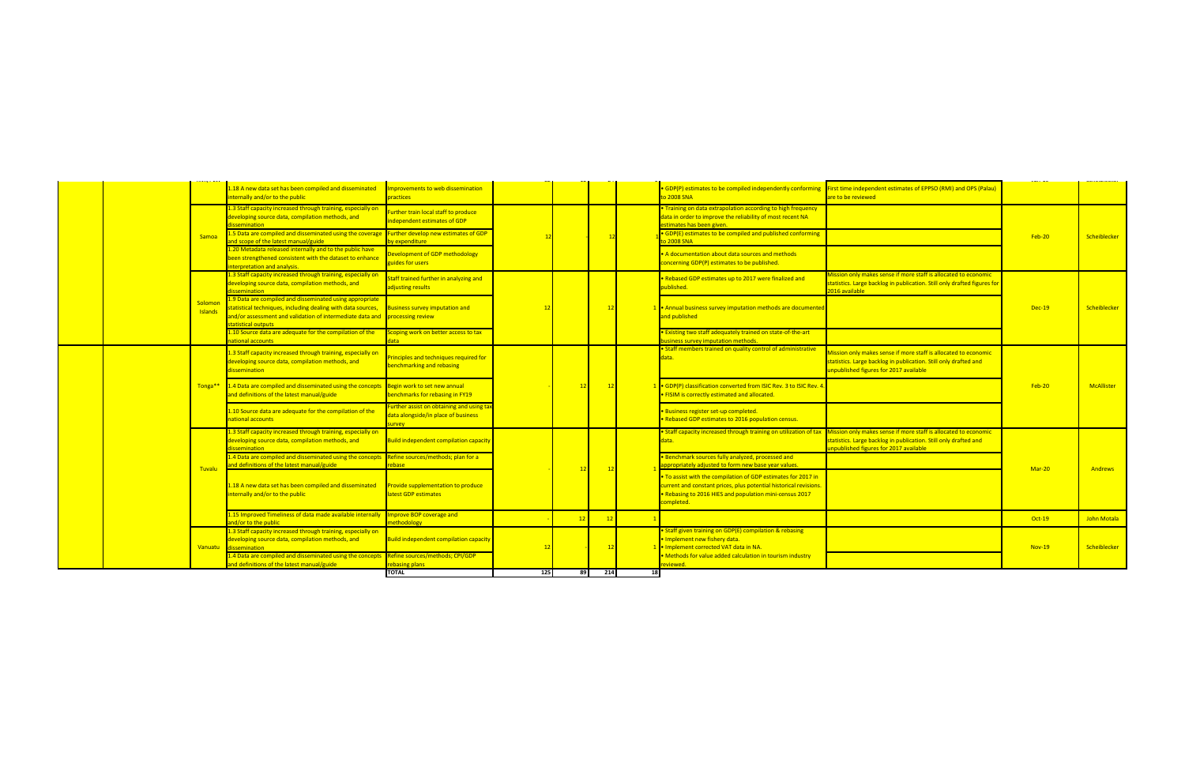| | | | | | | | | | | | | |
|---|---|---|---|---|---|---|---|---|---|---|---|---|
| | | | 1.18 A new data set has been compiled and disseminated internally and/or to the public | Improvements to web dissemination practices | | | | | • GDP(P) estimates to be compiled independently conforming to 2008 SNA | First time independent estimates of EPPSO (RMI) and OPS (Palau) are to be reviewed | | |
| | | Samoa | 1.3 Staff capacity increased through training, especially on developing source data, compilation methods, and dissemination | Further train local staff to produce independent estimates of GDP | 12 | - | 12 | 1 | • Training on data extrapolation according to high frequency data in order to improve the reliability of most recent NA estimates has been given. | | Feb-20 | Scheiblecker |
| | | | 1.5 Data are compiled and disseminated using the coverage and scope of the latest manual/guide | Further develop new estimates of GDP by expenditure | | | | | • GDP(E) estimates to be compiled and published conforming to 2008 SNA | | | |
| | | | 1.20 Metadata released internally and to the public have been strengthened consistent with the dataset to enhance interpretation and analysis. | Development of GDP methodology guides for users | | | | | • A documentation about data sources and methods concerning GDP(P) estimates to be published. | | | |
| | | Solomon Islands | 1.3 Staff capacity increased through training, especially on developing source data, compilation methods, and dissemination | Staff trained further in analyzing and adjusting results | 12 | | 12 | 1 | • Rebased GDP estimates up to 2017 were finalized and published. | Mission only makes sense if more staff is allocated to economic statistics. Large backlog in publication. Still only drafted figures for 2016 available | Dec-19 | Scheiblecker |
| | | | 1.9 Data are compiled and disseminated using appropriate statistical techniques, including dealing with data sources, and/or assessment and validation of intermediate data and statistical outputs | Business survey imputation and processing review | | | | | • Annual business survey imputation methods are documented and published | | | |
| | | | 1.10 Source data are adequate for the compilation of the national accounts | Scoping work on better access to tax data | | | | | • Existing two staff adequately trained on state-of-the-art business survey imputation methods. | | | |
| | | Tonga** | 1.3 Staff capacity increased through training, especially on developing source data, compilation methods, and dissemination | Principles and techniques required for benchmarking and rebasing | - | 12 | 12 | 1 | • Staff members trained on quality control of administrative data. | Mission only makes sense if more staff is allocated to economic statistics. Large backlog in publication. Still only drafted and unpublished figures for 2017 available | Feb-20 | McAllister |
| | | | 1.4 Data are compiled and disseminated using the concepts and definitions of the latest manual/guide | Begin work to set new annual benchmarks for rebasing in FY19 | | | | | • GDP(P) classification converted from ISIC Rev. 3 to ISIC Rev. 4.<br>• FISIM is correctly estimated and allocated. | | | |
| | | | 1.10 Source data are adequate for the compilation of the national accounts | Further assist on obtaining and using tax data alongside/in place of business survey | | | | | • Business register set-up completed.<br>• Rebased GDP estimates to 2016 population census. | | | |
| | | Tuvalu | 1.3 Staff capacity increased through training, especially on developing source data, compilation methods, and dissemination | Build independent compilation capacity | - | 12 | 12 | 1 | • Staff capacity increased through training on utilization of tax data. | Mission only makes sense if more staff is allocated to economic statistics. Large backlog in publication. Still only drafted and unpublished figures for 2017 available | Mar-20 | Andrews |
| | | | 1.4 Data are compiled and disseminated using the concepts and definitions of the latest manual/guide | Refine sources/methods; plan for a rebase | | | | | • Benchmark sources fully analyzed, processed and appropriately adjusted to form new base year values. | | | |
| | | | 1.18 A new data set has been compiled and disseminated internally and/or to the public | Provide supplementation to produce latest GDP estimates | | | | | • To assist with the compilation of GDP estimates for 2017 in current and constant prices, plus potential historical revisions.<br>• Rebasing to 2016 HIES and population mini-census 2017 completed. | | | |
| | | | 1.15 Improved Timeliness of data made available internally and/or to the public | Improve BOP coverage and methodology | - | 12 | 12 | 1 | | | Oct-19 | John Motala |
| | | Vanuatu | 1.3 Staff capacity increased through training, especially on developing source data, compilation methods, and dissemination | Build independent compilation capacity | 12 | - | 12 | 1 | • Staff given training on GDP(E) compilation & rebasing<br>• Implement new fishery data.<br>• Implement corrected VAT data in NA. | | Nov-19 | Scheiblecker |
| | | | 1.4 Data are compiled and disseminated using the concepts and definitions of the latest manual/guide | Refine sources/methods; CPI/GDP rebasing plans | | | | | • Methods for value added calculation in tourism industry reviewed. | | | |
| | | | | TOTAL | 125 | 89 | 214 | 18 | | | | |